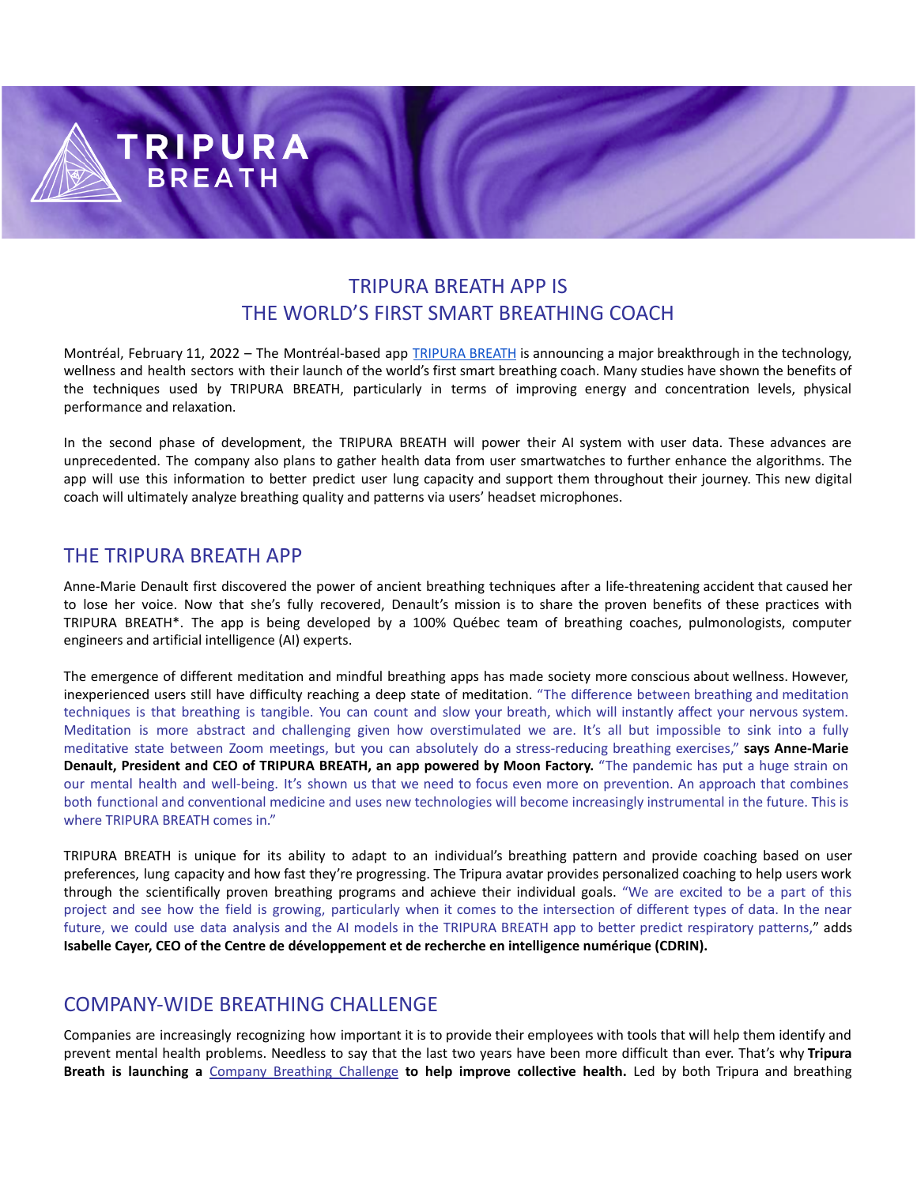# TRIPURA BREATH APP IS THE WORLD'S FIRST SMART BREATHING COACH

Montréal, February 11, 2022 – The Montréal-based app TRIPURA BREATH is announcing a major breakthrough in the technology, wellness and health sectors with their launch of the world's first smart breathing coach. Many studies have shown the benefits of the techniques used by TRIPURA BREATH, particularly in terms of improving energy and concentration levels, physical performance and relaxation.

In the second phase of development, the TRIPURA BREATH will power their AI system with user data. These advances are unprecedented. The company also plans to gather health data from user smartwatches to further enhance the algorithms. The app will use this information to better predict user lung capacity and support them throughout their journey. This new digital coach will ultimately analyze breathing quality and patterns via users' headset microphones.

## THE TRIPURA BREATH APP

Anne-Marie Denault first discovered the power of ancient breathing techniques after a life-threatening accident that caused her to lose her voice. Now that she's fully recovered, Denault's mission is to share the proven benefits of these practices with TRIPURA BREATH*. The app is being developed by a 100% Québec team of breathing coaches, pulmonologists, computer engineers and artificial intelligence (AI) experts.

The emergence of different meditation and mindful breathing apps has made society more conscious about wellness. However, inexperienced users still have difficulty reaching a deep state of meditation. "The difference between breathing and meditation techniques is that breathing is tangible. You can count and slow your breath, which will instantly affect your nervous system. Meditation is more abstract and challenging given how overstimulated we are. It's all but impossible to sink into a fully meditative state between Zoom meetings, but you can absolutely do a stress-reducing breathing exercises," **says Anne-Marie Denault, President and CEO of TRIPURA BREATH, an app powered by Moon Factory.** "The pandemic has put a huge strain on our mental health and well-being. It's shown us that we need to focus even more on prevention. An approach that combines both functional and conventional medicine and uses new technologies will become increasingly instrumental in the future. This is where TRIPURA BREATH comes in."

TRIPURA BREATH is unique for its ability to adapt to an individual's breathing pattern and provide coaching based on user preferences, lung capacity and how fast they're progressing. The Tripura avatar provides personalized coaching to help users work through the scientifically proven breathing programs and achieve their individual goals. "We are excited to be a part of this project and see how the field is growing, particularly when it comes to the intersection of different types of data. In the near future, we could use data analysis and the AI models in the TRIPURA BREATH app to better predict respiratory patterns," adds **Isabelle Cayer, CEO of the Centre de développement et de recherche en intelligence numérique (CDRIN).**

## COMPANY-WIDE BREATHING CHALLENGE

Companies are increasingly recognizing how important it is to provide their employees with tools that will help them identify and prevent mental health problems. Needless to say that the last two years have been more difficult than ever. That's why **Tripura Breath is launching a Company Breathing Challenge to help improve collective health.** Led by both Tripura and breathing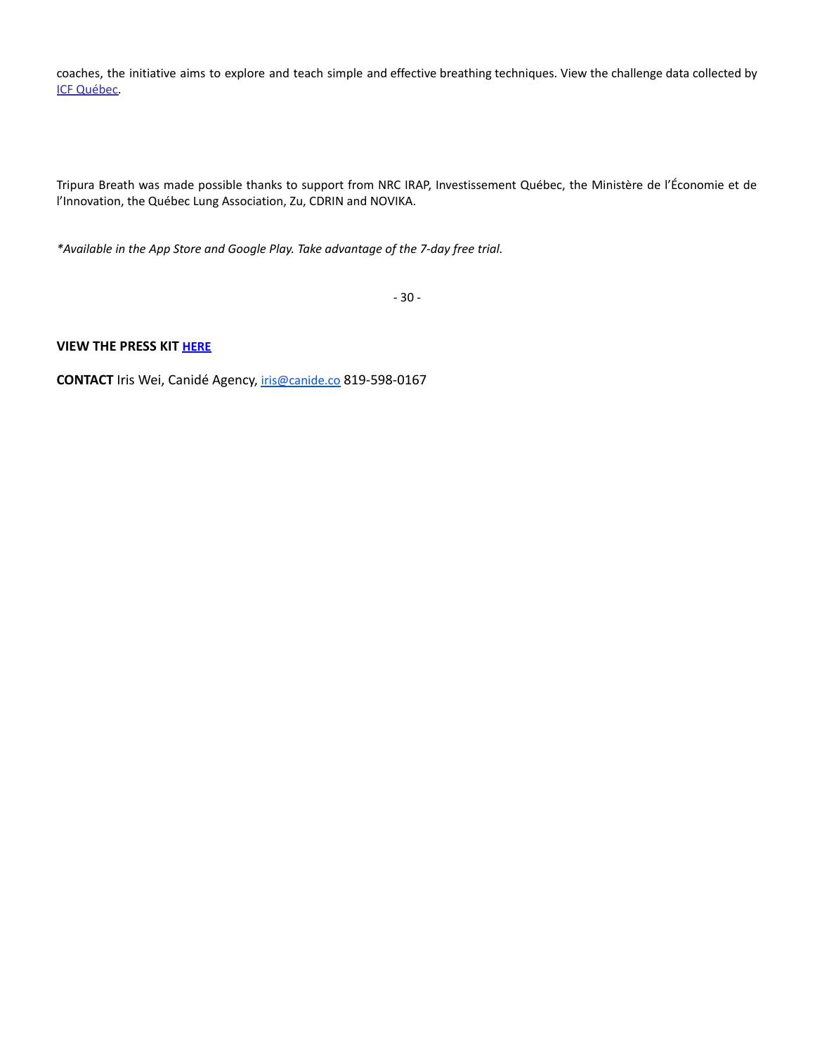coaches, the initiative aims to explore and teach simple and effective breathing techniques. View the challenge data collected by ICF Québec.

Tripura Breath was made possible thanks to support from NRC IRAP, Investissement Québec, the Ministère de l'Économie et de l'Innovation, the Québec Lung Association, Zu, CDRIN and NOVIKA.

*\*Available in the App Store and Google Play. Take advantage of the 7-day free trial.*

\- 30 -

**VIEW THE PRESS KIT HERE**

**CONTACT** Iris Wei, Canidé Agency, iris@canide.co 819-598-0167